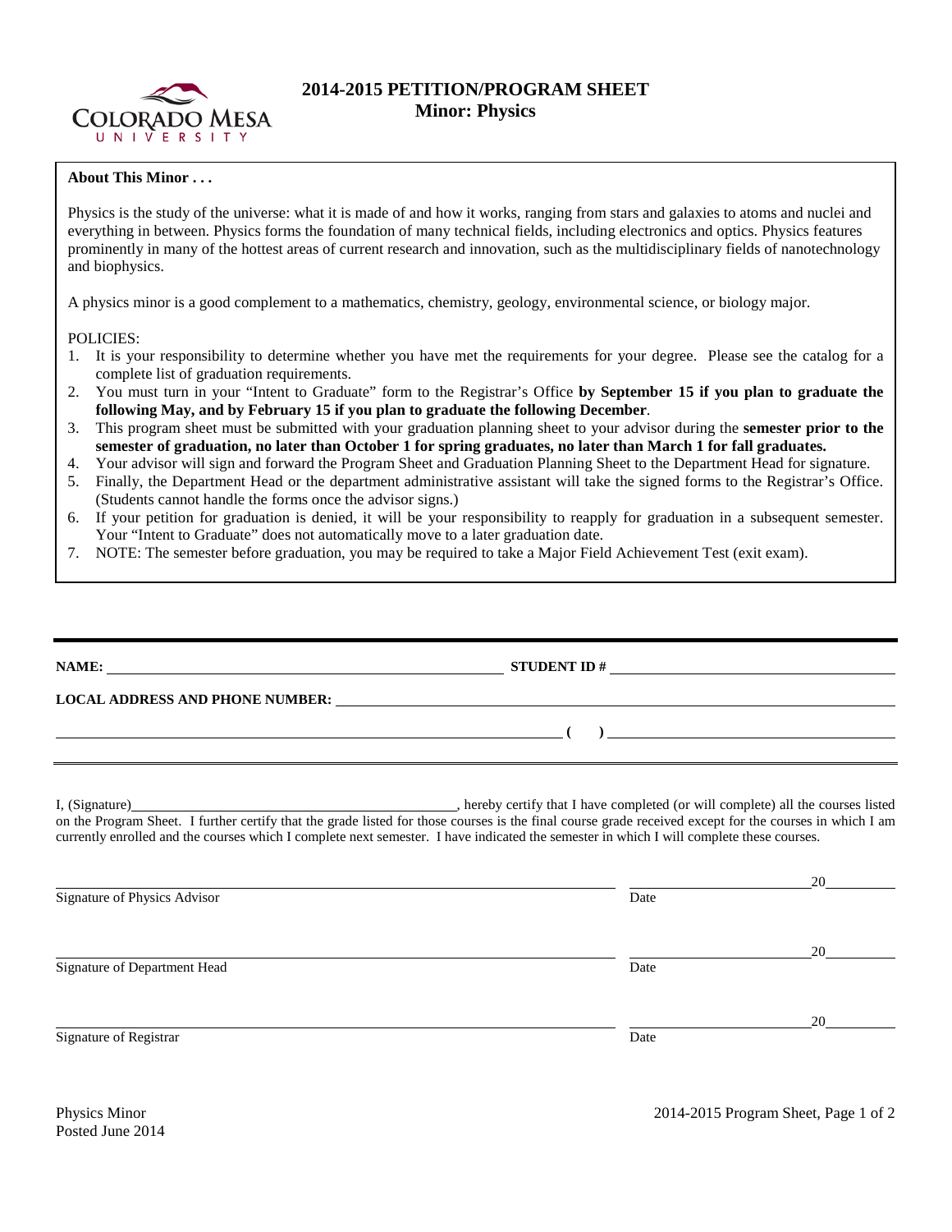# 2014-2015 PETITION/PROGRAM SHEET
## Minor: Physics

**About This Minor . . .**

Physics is the study of the universe: what it is made of and how it works, ranging from stars and galaxies to atoms and nuclei and everything in between. Physics forms the foundation of many technical fields, including electronics and optics. Physics features prominently in many of the hottest areas of current research and innovation, such as the multidisciplinary fields of nanotechnology and biophysics.

A physics minor is a good complement to a mathematics, chemistry, geology, environmental science, or biology major.

POLICIES:

1. It is your responsibility to determine whether you have met the requirements for your degree. Please see the catalog for a complete list of graduation requirements.
2. You must turn in your "Intent to Graduate" form to the Registrar's Office **by September 15 if you plan to graduate the following May, and by February 15 if you plan to graduate the following December**.
3. This program sheet must be submitted with your graduation planning sheet to your advisor during the **semester prior to the semester of graduation, no later than October 1 for spring graduates, no later than March 1 for fall graduates.**
4. Your advisor will sign and forward the Program Sheet and Graduation Planning Sheet to the Department Head for signature.
5. Finally, the Department Head or the department administrative assistant will take the signed forms to the Registrar's Office. (Students cannot handle the forms once the advisor signs.)
6. If your petition for graduation is denied, it will be your responsibility to reapply for graduation in a subsequent semester. Your "Intent to Graduate" does not automatically move to a later graduation date.
7. NOTE: The semester before graduation, you may be required to take a Major Field Achievement Test (exit exam).

---

**NAME:** ______________________________ **STUDENT ID #** ______________________________

**LOCAL ADDRESS AND PHONE NUMBER:** ______________________________

______________________________ **( )** ______________________________

I, (Signature)______________________________, hereby certify that I have completed (or will complete) all the courses listed on the Program Sheet. I further certify that the grade listed for those courses is the final course grade received except for the courses in which I am currently enrolled and the courses which I complete next semester. I have indicated the semester in which I will complete these courses.

______________________________ ______________ 20______
Signature of Physics Advisor Date

______________________________ ______________ 20______
Signature of Department Head Date

______________________________ ______________ 20______
Signature of Registrar Date

Physics Minor
Posted June 2014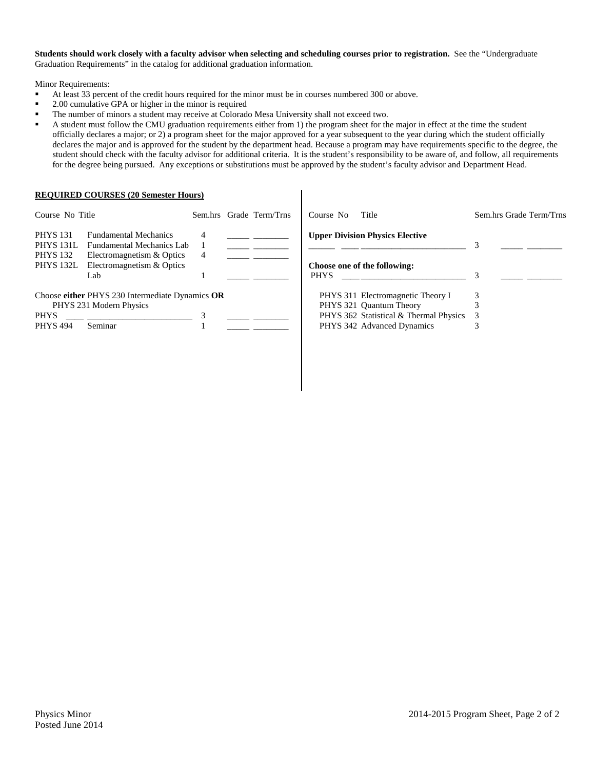**Students should work closely with a faculty advisor when selecting and scheduling courses prior to registration.** See the "Undergraduate Graduation Requirements" in the catalog for additional graduation information.

Minor Requirements:

- At least 33 percent of the credit hours required for the minor must be in courses numbered 300 or above.
- 2.00 cumulative GPA or higher in the minor is required
- The number of minors a student may receive at Colorado Mesa University shall not exceed two.
- A student must follow the CMU graduation requirements either from 1) the program sheet for the major in effect at the time the student officially declares a major; or 2) a program sheet for the major approved for a year subsequent to the year during which the student officially declares the major and is approved for the student by the department head. Because a program may have requirements specific to the degree, the student should check with the faculty advisor for additional criteria. It is the student's responsibility to be aware of, and follow, all requirements for the degree being pursued. Any exceptions or substitutions must be approved by the student's faculty advisor and Department Head.

**REQUIRED COURSES (20 Semester Hours)**

| Course No | Title | Sem.hrs | Grade | Term/Trns |
|---|---|---|---|---|
| PHYS 131 | Fundamental Mechanics | 4 | _____ | ________ |
| PHYS 131L | Fundamental Mechanics Lab | 1 | _____ | ________ |
| PHYS 132 | Electromagnetism & Optics | 4 | _____ | ________ |
| PHYS 132L | Electromagnetism & Optics Lab | 1 | _____ | ________ |

Choose **either** PHYS 230 Intermediate Dynamics **OR** PHYS 231 Modern Physics

| Course No | Title | Sem.hrs | Grade | Term/Trns |
|---|---|---|---|---|
| PHYS ____ | ________________________ | 3 | _____ | ________ |
| PHYS 494 | Seminar | 1 | _____ | ________ |

**Upper Division Physics Elective**

| Course No | Title | Sem.hrs | Grade | Term/Trns |
|---|---|---|---|---|
| ______ ____ | ________________________ | 3 | _____ | ________ |

**Choose one of the following:**

| Course No | Title | Sem.hrs | Grade | Term/Trns |
|---|---|---|---|---|
| PHYS ____ | ________________________ | 3 | _____ | ________ |

| Course No | Title | Sem.hrs |
|---|---|---|
| PHYS 311 | Electromagnetic Theory I | 3 |
| PHYS 321 | Quantum Theory | 3 |
| PHYS 362 | Statistical & Thermal Physics | 3 |
| PHYS 342 | Advanced Dynamics | 3 |

Physics Minor
Posted June 2014

2014-2015 Program Sheet, Page 2 of 2